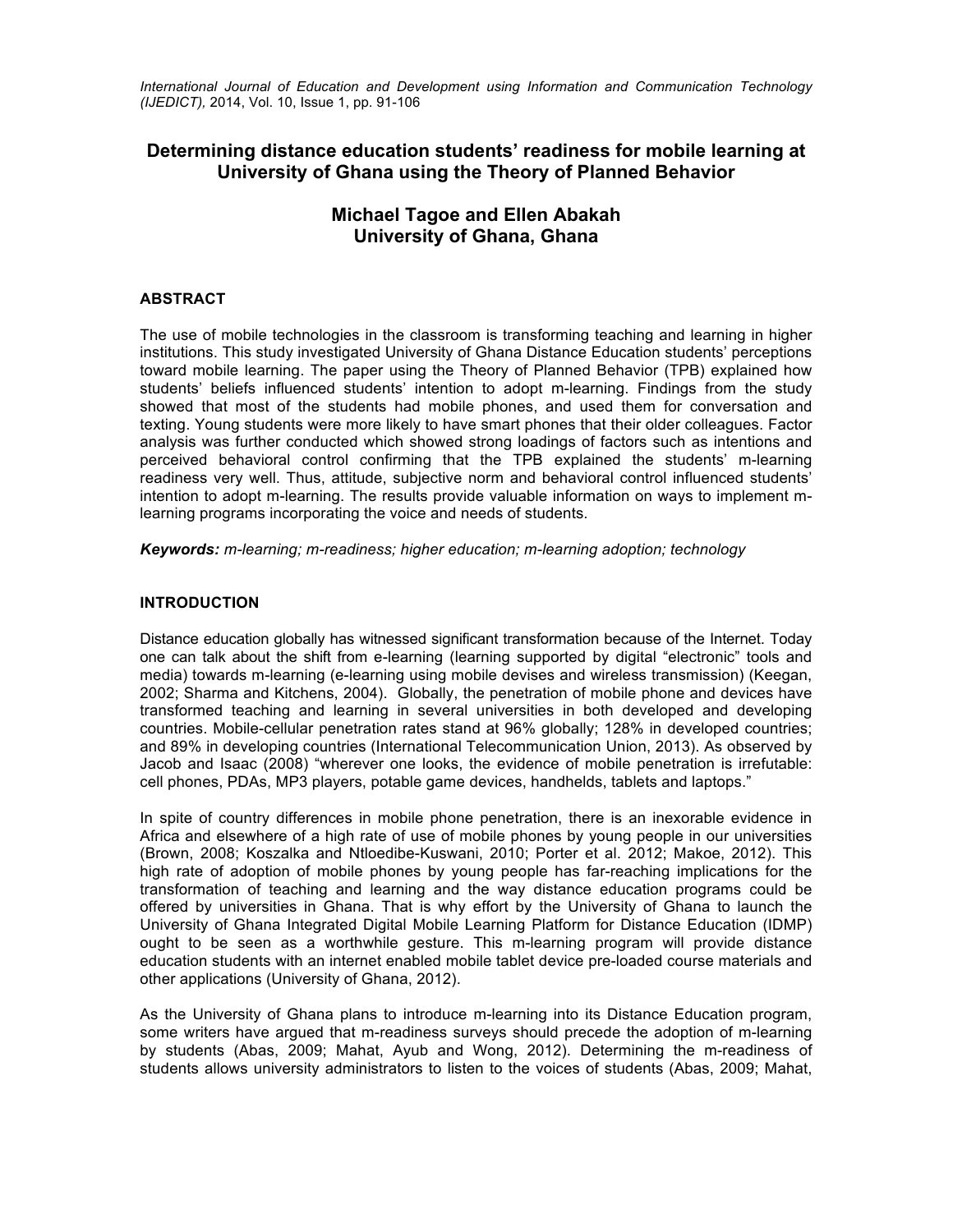# Determining distance education students' readiness for mobile learning at University of Ghana using the Theory of Planned Behavior

**Michael Tagoe and Ellen Abakah**
**University of Ghana, Ghana**

## ABSTRACT

The use of mobile technologies in the classroom is transforming teaching and learning in higher institutions. This study investigated University of Ghana Distance Education students' perceptions toward mobile learning. The paper using the Theory of Planned Behavior (TPB) explained how students' beliefs influenced students' intention to adopt m-learning. Findings from the study showed that most of the students had mobile phones, and used them for conversation and texting. Young students were more likely to have smart phones that their older colleagues. Factor analysis was further conducted which showed strong loadings of factors such as intentions and perceived behavioral control confirming that the TPB explained the students' m-learning readiness very well. Thus, attitude, subjective norm and behavioral control influenced students' intention to adopt m-learning. The results provide valuable information on ways to implement m-learning programs incorporating the voice and needs of students.

***Keywords:*** *m-learning; m-readiness; higher education; m-learning adoption; technology*

## INTRODUCTION

Distance education globally has witnessed significant transformation because of the Internet. Today one can talk about the shift from e-learning (learning supported by digital "electronic" tools and media) towards m-learning (e-learning using mobile devises and wireless transmission) (Keegan, 2002; Sharma and Kitchens, 2004). Globally, the penetration of mobile phone and devices have transformed teaching and learning in several universities in both developed and developing countries. Mobile-cellular penetration rates stand at 96% globally; 128% in developed countries; and 89% in developing countries (International Telecommunication Union, 2013). As observed by Jacob and Isaac (2008) "wherever one looks, the evidence of mobile penetration is irrefutable: cell phones, PDAs, MP3 players, potable game devices, handhelds, tablets and laptops."

In spite of country differences in mobile phone penetration, there is an inexorable evidence in Africa and elsewhere of a high rate of use of mobile phones by young people in our universities (Brown, 2008; Koszalka and Ntloedibe-Kuswani, 2010; Porter et al. 2012; Makoe, 2012). This high rate of adoption of mobile phones by young people has far-reaching implications for the transformation of teaching and learning and the way distance education programs could be offered by universities in Ghana. That is why effort by the University of Ghana to launch the University of Ghana Integrated Digital Mobile Learning Platform for Distance Education (IDMP) ought to be seen as a worthwhile gesture. This m-learning program will provide distance education students with an internet enabled mobile tablet device pre-loaded course materials and other applications (University of Ghana, 2012).

As the University of Ghana plans to introduce m-learning into its Distance Education program, some writers have argued that m-readiness surveys should precede the adoption of m-learning by students (Abas, 2009; Mahat, Ayub and Wong, 2012). Determining the m-readiness of students allows university administrators to listen to the voices of students (Abas, 2009; Mahat,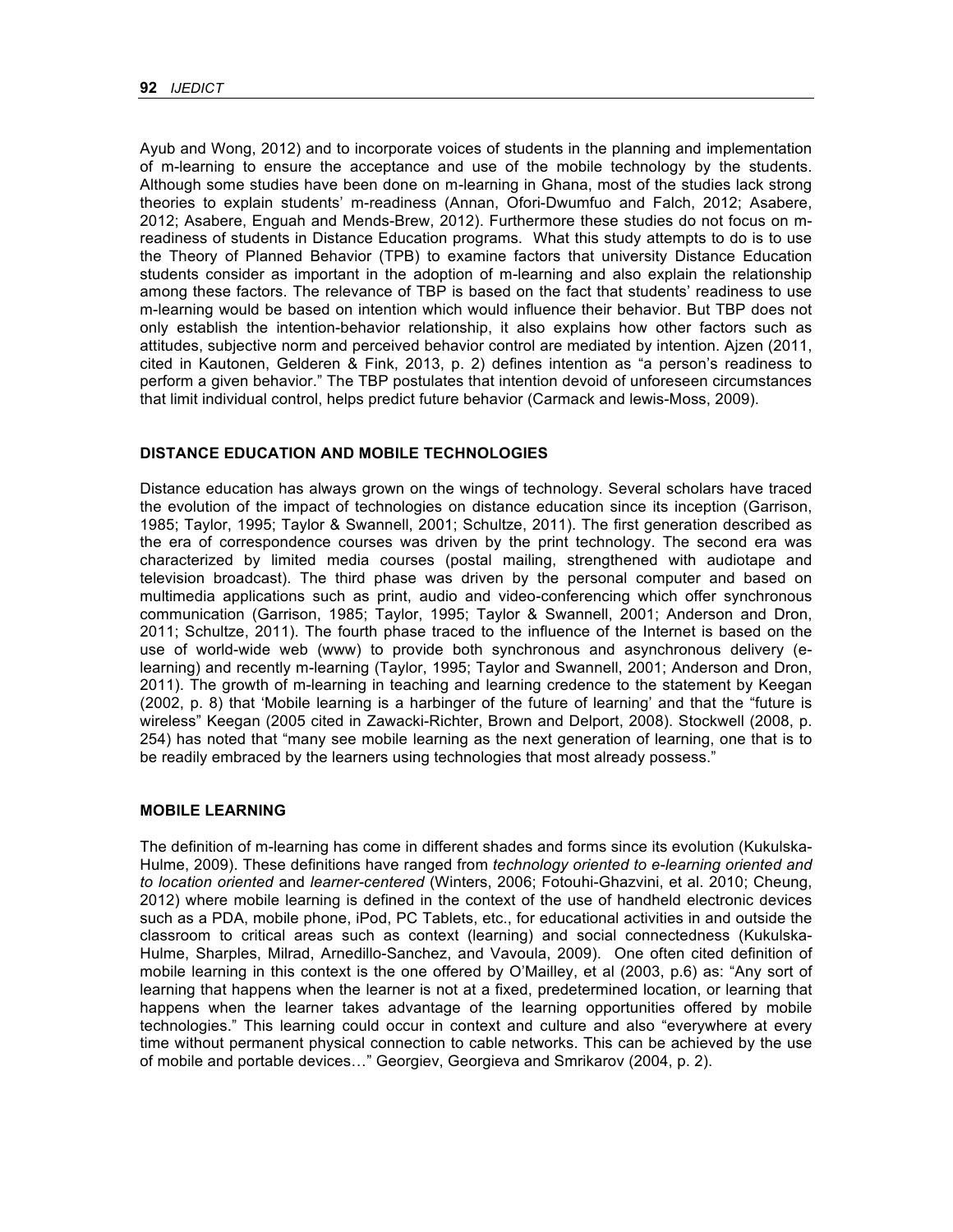Ayub and Wong, 2012) and to incorporate voices of students in the planning and implementation of m-learning to ensure the acceptance and use of the mobile technology by the students. Although some studies have been done on m-learning in Ghana, most of the studies lack strong theories to explain students' m-readiness (Annan, Ofori-Dwumfuo and Falch, 2012; Asabere, 2012; Asabere, Enguah and Mends-Brew, 2012). Furthermore these studies do not focus on m-readiness of students in Distance Education programs. What this study attempts to do is to use the Theory of Planned Behavior (TPB) to examine factors that university Distance Education students consider as important in the adoption of m-learning and also explain the relationship among these factors. The relevance of TBP is based on the fact that students' readiness to use m-learning would be based on intention which would influence their behavior. But TBP does not only establish the intention-behavior relationship, it also explains how other factors such as attitudes, subjective norm and perceived behavior control are mediated by intention. Ajzen (2011, cited in Kautonen, Gelderen & Fink, 2013, p. 2) defines intention as "a person's readiness to perform a given behavior." The TBP postulates that intention devoid of unforeseen circumstances that limit individual control, helps predict future behavior (Carmack and lewis-Moss, 2009).

## DISTANCE EDUCATION AND MOBILE TECHNOLOGIES

Distance education has always grown on the wings of technology. Several scholars have traced the evolution of the impact of technologies on distance education since its inception (Garrison, 1985; Taylor, 1995; Taylor & Swannell, 2001; Schultze, 2011). The first generation described as the era of correspondence courses was driven by the print technology. The second era was characterized by limited media courses (postal mailing, strengthened with audiotape and television broadcast). The third phase was driven by the personal computer and based on multimedia applications such as print, audio and video-conferencing which offer synchronous communication (Garrison, 1985; Taylor, 1995; Taylor & Swannell, 2001; Anderson and Dron, 2011; Schultze, 2011). The fourth phase traced to the influence of the Internet is based on the use of world-wide web (www) to provide both synchronous and asynchronous delivery (e-learning) and recently m-learning (Taylor, 1995; Taylor and Swannell, 2001; Anderson and Dron, 2011). The growth of m-learning in teaching and learning credence to the statement by Keegan (2002, p. 8) that 'Mobile learning is a harbinger of the future of learning' and that the "future is wireless" Keegan (2005 cited in Zawacki-Richter, Brown and Delport, 2008). Stockwell (2008, p. 254) has noted that "many see mobile learning as the next generation of learning, one that is to be readily embraced by the learners using technologies that most already possess."

## MOBILE LEARNING

The definition of m-learning has come in different shades and forms since its evolution (Kukulska-Hulme, 2009). These definitions have ranged from *technology oriented to e-learning oriented and to location oriented* and *learner-centered* (Winters, 2006; Fotouhi-Ghazvini, et al. 2010; Cheung, 2012) where mobile learning is defined in the context of the use of handheld electronic devices such as a PDA, mobile phone, iPod, PC Tablets, etc., for educational activities in and outside the classroom to critical areas such as context (learning) and social connectedness (Kukulska-Hulme, Sharples, Milrad, Arnedillo-Sanchez, and Vavoula, 2009). One often cited definition of mobile learning in this context is the one offered by O'Mailley, et al (2003, p.6) as: "Any sort of learning that happens when the learner is not at a fixed, predetermined location, or learning that happens when the learner takes advantage of the learning opportunities offered by mobile technologies." This learning could occur in context and culture and also "everywhere at every time without permanent physical connection to cable networks. This can be achieved by the use of mobile and portable devices…" Georgiev, Georgieva and Smrikarov (2004, p. 2).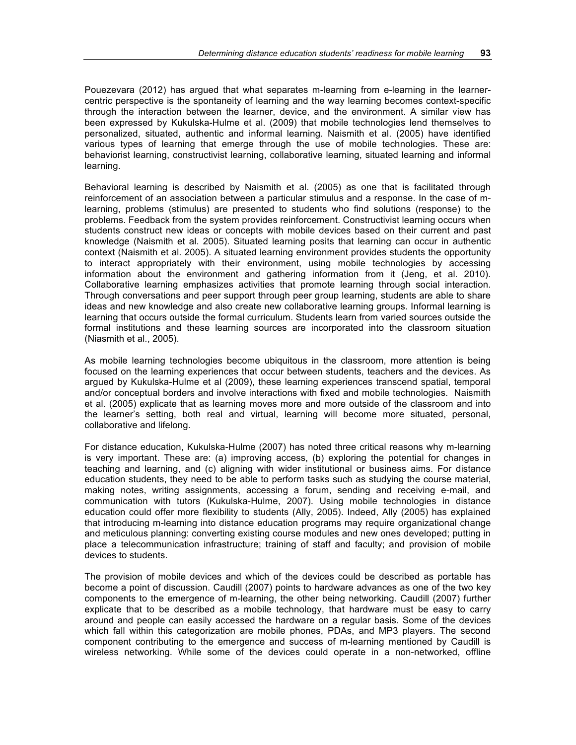Pouezevara (2012) has argued that what separates m-learning from e-learning in the learner-centric perspective is the spontaneity of learning and the way learning becomes context-specific through the interaction between the learner, device, and the environment. A similar view has been expressed by Kukulska-Hulme et al. (2009) that mobile technologies lend themselves to personalized, situated, authentic and informal learning. Naismith et al. (2005) have identified various types of learning that emerge through the use of mobile technologies. These are: behaviorist learning, constructivist learning, collaborative learning, situated learning and informal learning.

Behavioral learning is described by Naismith et al. (2005) as one that is facilitated through reinforcement of an association between a particular stimulus and a response. In the case of m-learning, problems (stimulus) are presented to students who find solutions (response) to the problems. Feedback from the system provides reinforcement. Constructivist learning occurs when students construct new ideas or concepts with mobile devices based on their current and past knowledge (Naismith et al. 2005). Situated learning posits that learning can occur in authentic context (Naismith et al. 2005). A situated learning environment provides students the opportunity to interact appropriately with their environment, using mobile technologies by accessing information about the environment and gathering information from it (Jeng, et al. 2010). Collaborative learning emphasizes activities that promote learning through social interaction. Through conversations and peer support through peer group learning, students are able to share ideas and new knowledge and also create new collaborative learning groups. Informal learning is learning that occurs outside the formal curriculum. Students learn from varied sources outside the formal institutions and these learning sources are incorporated into the classroom situation (Niasmith et al., 2005).

As mobile learning technologies become ubiquitous in the classroom, more attention is being focused on the learning experiences that occur between students, teachers and the devices. As argued by Kukulska-Hulme et al (2009), these learning experiences transcend spatial, temporal and/or conceptual borders and involve interactions with fixed and mobile technologies. Naismith et al. (2005) explicate that as learning moves more and more outside of the classroom and into the learner's setting, both real and virtual, learning will become more situated, personal, collaborative and lifelong.

For distance education, Kukulska-Hulme (2007) has noted three critical reasons why m-learning is very important. These are: (a) improving access, (b) exploring the potential for changes in teaching and learning, and (c) aligning with wider institutional or business aims. For distance education students, they need to be able to perform tasks such as studying the course material, making notes, writing assignments, accessing a forum, sending and receiving e-mail, and communication with tutors (Kukulska-Hulme, 2007). Using mobile technologies in distance education could offer more flexibility to students (Ally, 2005). Indeed, Ally (2005) has explained that introducing m-learning into distance education programs may require organizational change and meticulous planning: converting existing course modules and new ones developed; putting in place a telecommunication infrastructure; training of staff and faculty; and provision of mobile devices to students.

The provision of mobile devices and which of the devices could be described as portable has become a point of discussion. Caudill (2007) points to hardware advances as one of the two key components to the emergence of m-learning, the other being networking. Caudill (2007) further explicate that to be described as a mobile technology, that hardware must be easy to carry around and people can easily accessed the hardware on a regular basis. Some of the devices which fall within this categorization are mobile phones, PDAs, and MP3 players. The second component contributing to the emergence and success of m-learning mentioned by Caudill is wireless networking. While some of the devices could operate in a non-networked, offline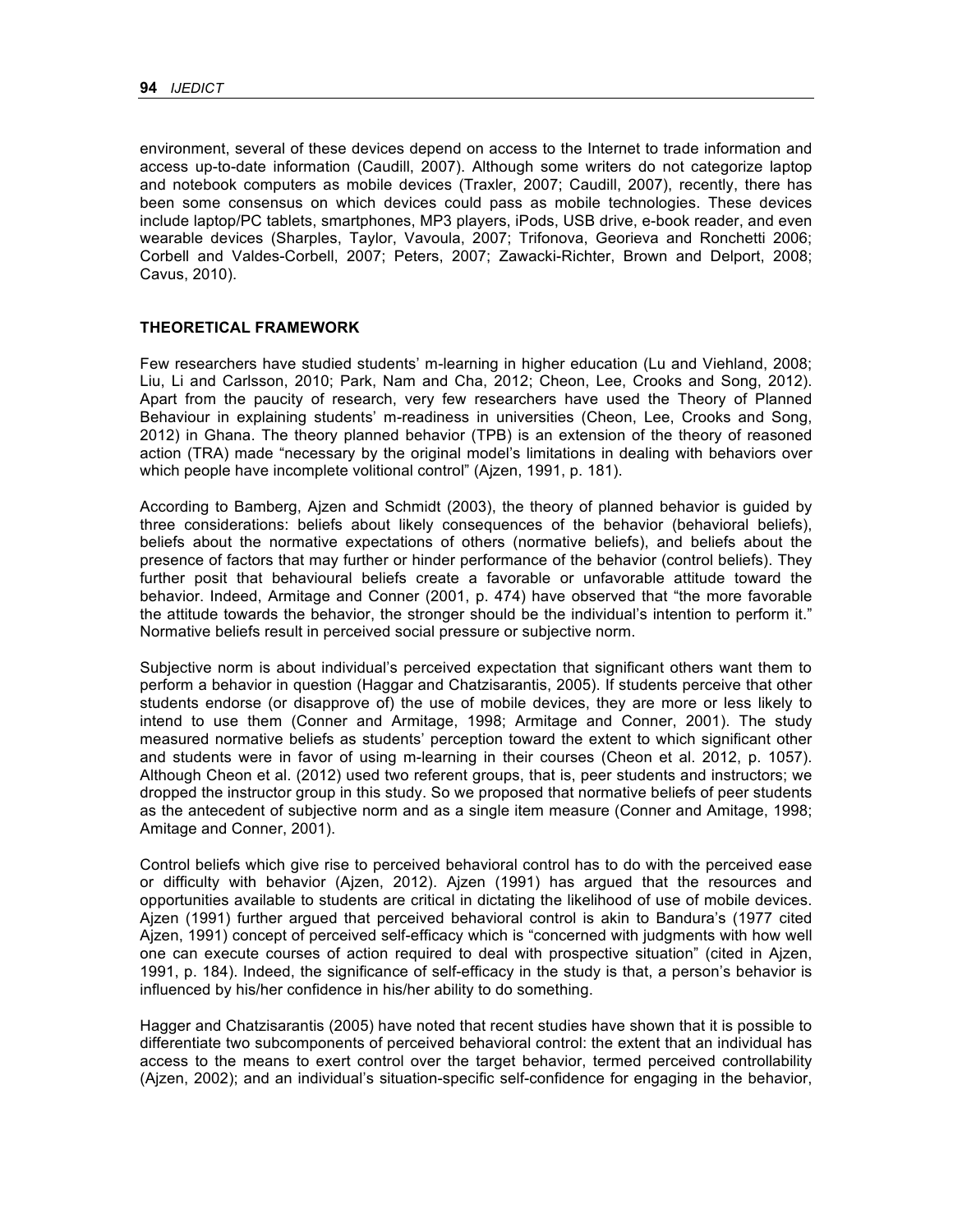environment, several of these devices depend on access to the Internet to trade information and access up-to-date information (Caudill, 2007). Although some writers do not categorize laptop and notebook computers as mobile devices (Traxler, 2007; Caudill, 2007), recently, there has been some consensus on which devices could pass as mobile technologies. These devices include laptop/PC tablets, smartphones, MP3 players, iPods, USB drive, e-book reader, and even wearable devices (Sharples, Taylor, Vavoula, 2007; Trifonova, Georieva and Ronchetti 2006; Corbell and Valdes-Corbell, 2007; Peters, 2007; Zawacki-Richter, Brown and Delport, 2008; Cavus, 2010).

## THEORETICAL FRAMEWORK

Few researchers have studied students' m-learning in higher education (Lu and Viehland, 2008; Liu, Li and Carlsson, 2010; Park, Nam and Cha, 2012; Cheon, Lee, Crooks and Song, 2012). Apart from the paucity of research, very few researchers have used the Theory of Planned Behaviour in explaining students' m-readiness in universities (Cheon, Lee, Crooks and Song, 2012) in Ghana. The theory planned behavior (TPB) is an extension of the theory of reasoned action (TRA) made "necessary by the original model's limitations in dealing with behaviors over which people have incomplete volitional control" (Ajzen, 1991, p. 181).

According to Bamberg, Ajzen and Schmidt (2003), the theory of planned behavior is guided by three considerations: beliefs about likely consequences of the behavior (behavioral beliefs), beliefs about the normative expectations of others (normative beliefs), and beliefs about the presence of factors that may further or hinder performance of the behavior (control beliefs). They further posit that behavioural beliefs create a favorable or unfavorable attitude toward the behavior. Indeed, Armitage and Conner (2001, p. 474) have observed that "the more favorable the attitude towards the behavior, the stronger should be the individual's intention to perform it." Normative beliefs result in perceived social pressure or subjective norm.

Subjective norm is about individual's perceived expectation that significant others want them to perform a behavior in question (Haggar and Chatzisarantis, 2005). If students perceive that other students endorse (or disapprove of) the use of mobile devices, they are more or less likely to intend to use them (Conner and Armitage, 1998; Armitage and Conner, 2001). The study measured normative beliefs as students' perception toward the extent to which significant other and students were in favor of using m-learning in their courses (Cheon et al. 2012, p. 1057). Although Cheon et al. (2012) used two referent groups, that is, peer students and instructors; we dropped the instructor group in this study. So we proposed that normative beliefs of peer students as the antecedent of subjective norm and as a single item measure (Conner and Amitage, 1998; Amitage and Conner, 2001).

Control beliefs which give rise to perceived behavioral control has to do with the perceived ease or difficulty with behavior (Ajzen, 2012). Ajzen (1991) has argued that the resources and opportunities available to students are critical in dictating the likelihood of use of mobile devices. Ajzen (1991) further argued that perceived behavioral control is akin to Bandura's (1977 cited Ajzen, 1991) concept of perceived self-efficacy which is "concerned with judgments with how well one can execute courses of action required to deal with prospective situation" (cited in Ajzen, 1991, p. 184). Indeed, the significance of self-efficacy in the study is that, a person's behavior is influenced by his/her confidence in his/her ability to do something.

Hagger and Chatzisarantis (2005) have noted that recent studies have shown that it is possible to differentiate two subcomponents of perceived behavioral control: the extent that an individual has access to the means to exert control over the target behavior, termed perceived controllability (Ajzen, 2002); and an individual's situation-specific self-confidence for engaging in the behavior,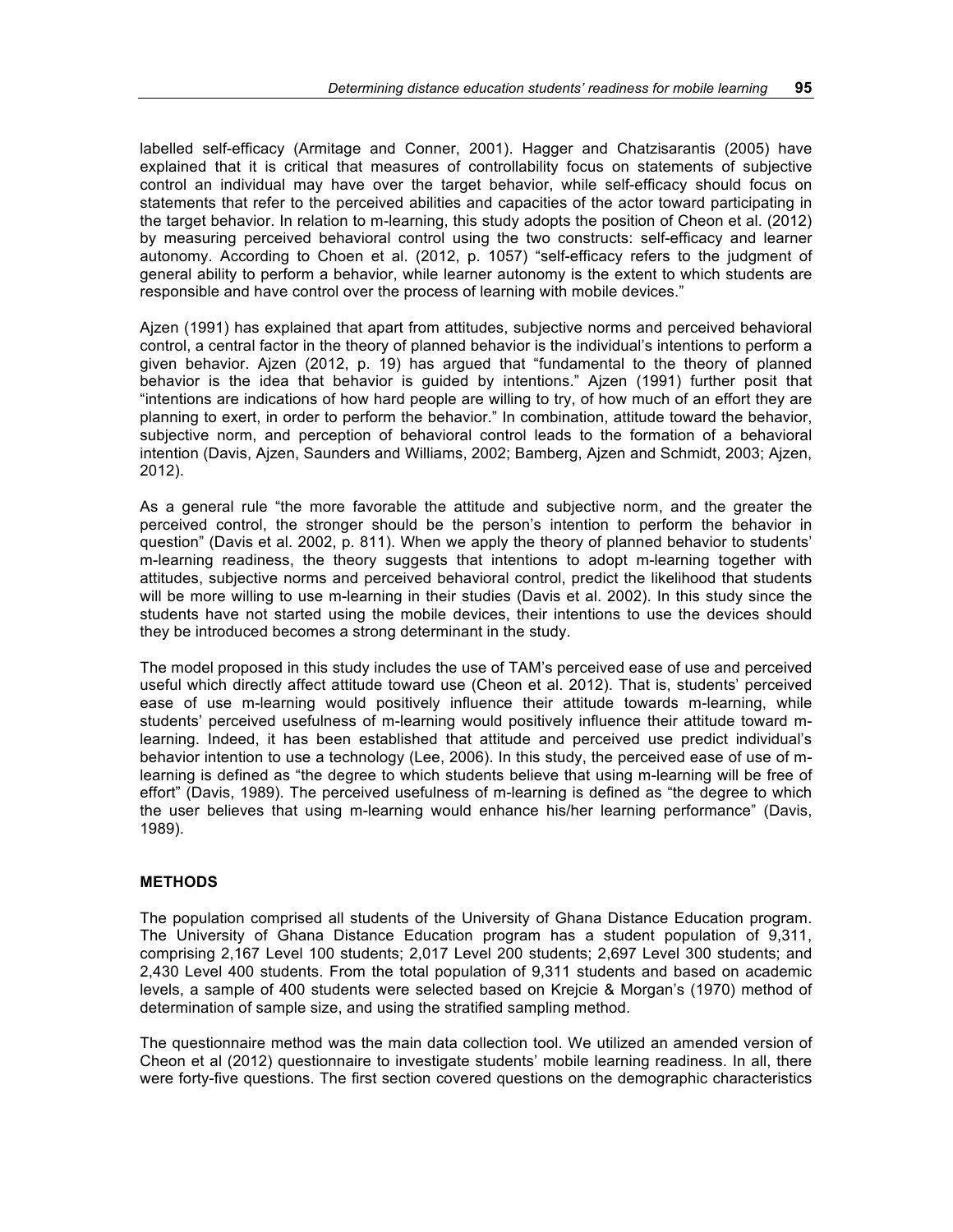labelled self-efficacy (Armitage and Conner, 2001). Hagger and Chatzisarantis (2005) have explained that it is critical that measures of controllability focus on statements of subjective control an individual may have over the target behavior, while self-efficacy should focus on statements that refer to the perceived abilities and capacities of the actor toward participating in the target behavior. In relation to m-learning, this study adopts the position of Cheon et al. (2012) by measuring perceived behavioral control using the two constructs: self-efficacy and learner autonomy. According to Choen et al. (2012, p. 1057) "self-efficacy refers to the judgment of general ability to perform a behavior, while learner autonomy is the extent to which students are responsible and have control over the process of learning with mobile devices."

Ajzen (1991) has explained that apart from attitudes, subjective norms and perceived behavioral control, a central factor in the theory of planned behavior is the individual's intentions to perform a given behavior. Ajzen (2012, p. 19) has argued that "fundamental to the theory of planned behavior is the idea that behavior is guided by intentions." Ajzen (1991) further posit that "intentions are indications of how hard people are willing to try, of how much of an effort they are planning to exert, in order to perform the behavior." In combination, attitude toward the behavior, subjective norm, and perception of behavioral control leads to the formation of a behavioral intention (Davis, Ajzen, Saunders and Williams, 2002; Bamberg, Ajzen and Schmidt, 2003; Ajzen, 2012).

As a general rule "the more favorable the attitude and subjective norm, and the greater the perceived control, the stronger should be the person's intention to perform the behavior in question" (Davis et al. 2002, p. 811). When we apply the theory of planned behavior to students' m-learning readiness, the theory suggests that intentions to adopt m-learning together with attitudes, subjective norms and perceived behavioral control, predict the likelihood that students will be more willing to use m-learning in their studies (Davis et al. 2002). In this study since the students have not started using the mobile devices, their intentions to use the devices should they be introduced becomes a strong determinant in the study.

The model proposed in this study includes the use of TAM's perceived ease of use and perceived useful which directly affect attitude toward use (Cheon et al. 2012). That is, students' perceived ease of use m-learning would positively influence their attitude towards m-learning, while students' perceived usefulness of m-learning would positively influence their attitude toward m-learning. Indeed, it has been established that attitude and perceived use predict individual's behavior intention to use a technology (Lee, 2006). In this study, the perceived ease of use of m-learning is defined as "the degree to which students believe that using m-learning will be free of effort" (Davis, 1989). The perceived usefulness of m-learning is defined as "the degree to which the user believes that using m-learning would enhance his/her learning performance" (Davis, 1989).

## METHODS

The population comprised all students of the University of Ghana Distance Education program. The University of Ghana Distance Education program has a student population of 9,311, comprising 2,167 Level 100 students; 2,017 Level 200 students; 2,697 Level 300 students; and 2,430 Level 400 students. From the total population of 9,311 students and based on academic levels, a sample of 400 students were selected based on Krejcie & Morgan's (1970) method of determination of sample size, and using the stratified sampling method.

The questionnaire method was the main data collection tool. We utilized an amended version of Cheon et al (2012) questionnaire to investigate students' mobile learning readiness. In all, there were forty-five questions. The first section covered questions on the demographic characteristics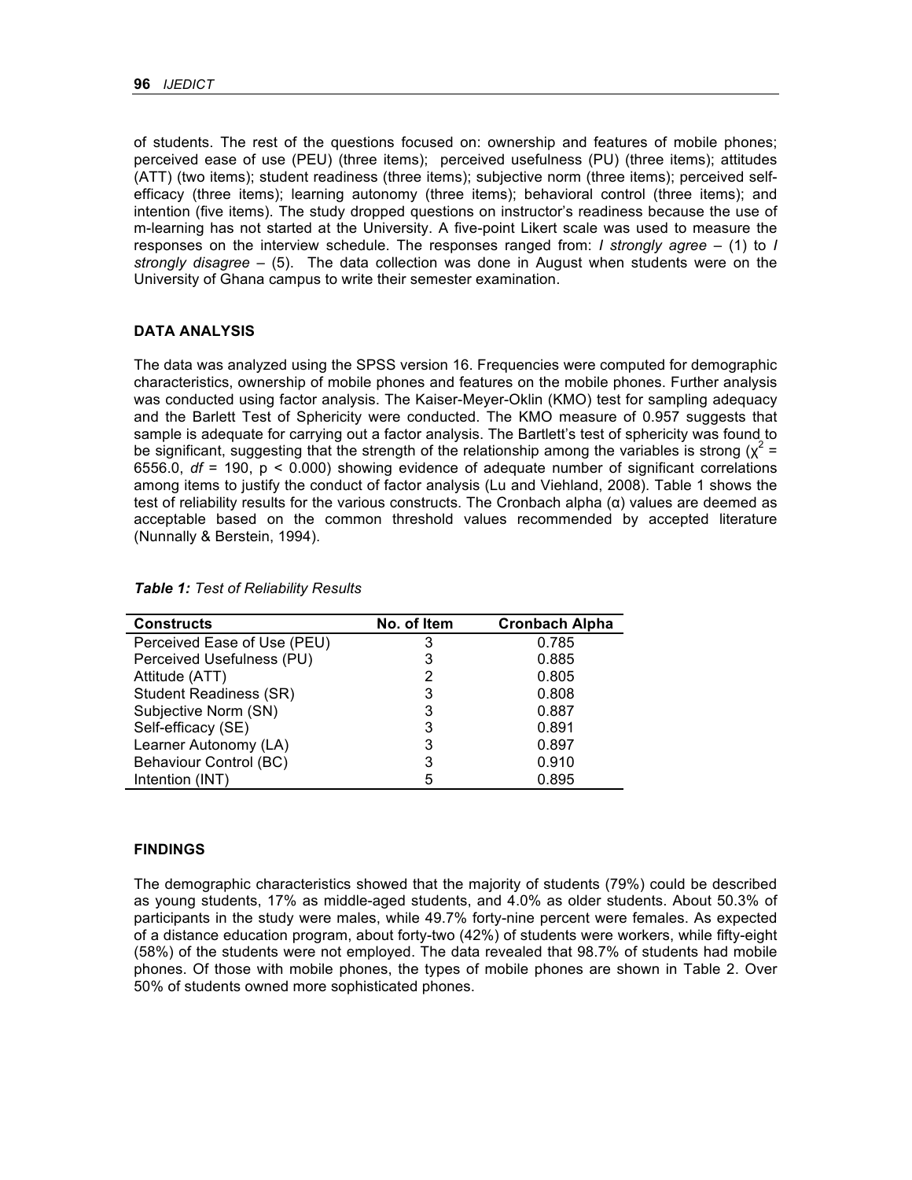of students. The rest of the questions focused on: ownership and features of mobile phones; perceived ease of use (PEU) (three items); perceived usefulness (PU) (three items); attitudes (ATT) (two items); student readiness (three items); subjective norm (three items); perceived self-efficacy (three items); learning autonomy (three items); behavioral control (three items); and intention (five items). The study dropped questions on instructor's readiness because the use of m-learning has not started at the University. A five-point Likert scale was used to measure the responses on the interview schedule. The responses ranged from: *I strongly agree* – (1) to *I strongly disagree* – (5). The data collection was done in August when students were on the University of Ghana campus to write their semester examination.

## DATA ANALYSIS

The data was analyzed using the SPSS version 16. Frequencies were computed for demographic characteristics, ownership of mobile phones and features on the mobile phones. Further analysis was conducted using factor analysis. The Kaiser-Meyer-Oklin (KMO) test for sampling adequacy and the Barlett Test of Sphericity were conducted. The KMO measure of 0.957 suggests that sample is adequate for carrying out a factor analysis. The Bartlett's test of sphericity was found to be significant, suggesting that the strength of the relationship among the variables is strong ($\chi^2$ = 6556.0, *df* = 190, $p < 0.000$) showing evidence of adequate number of significant correlations among items to justify the conduct of factor analysis (Lu and Viehland, 2008). Table 1 shows the test of reliability results for the various constructs. The Cronbach alpha (α) values are deemed as acceptable based on the common threshold values recommended by accepted literature (Nunnally & Berstein, 1994).

***Table 1:*** *Test of Reliability Results*

| Constructs | No. of Item | Cronbach Alpha |
|---|---|---|
| Perceived Ease of Use (PEU) | 3 | 0.785 |
| Perceived Usefulness (PU) | 3 | 0.885 |
| Attitude (ATT) | 2 | 0.805 |
| Student Readiness (SR) | 3 | 0.808 |
| Subjective Norm (SN) | 3 | 0.887 |
| Self-efficacy (SE) | 3 | 0.891 |
| Learner Autonomy (LA) | 3 | 0.897 |
| Behaviour Control (BC) | 3 | 0.910 |
| Intention (INT) | 5 | 0.895 |

## FINDINGS

The demographic characteristics showed that the majority of students (79%) could be described as young students, 17% as middle-aged students, and 4.0% as older students. About 50.3% of participants in the study were males, while 49.7% forty-nine percent were females. As expected of a distance education program, about forty-two (42%) of students were workers, while fifty-eight (58%) of the students were not employed. The data revealed that 98.7% of students had mobile phones. Of those with mobile phones, the types of mobile phones are shown in Table 2. Over 50% of students owned more sophisticated phones.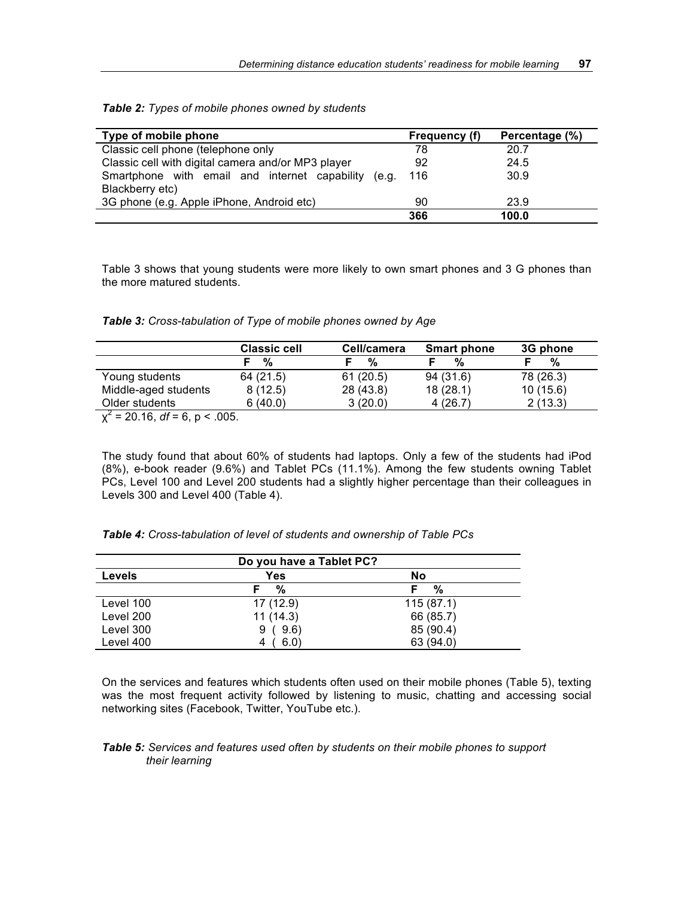***Table 2:*** *Types of mobile phones owned by students*

| Type of mobile phone | Frequency (f) | Percentage (%) |
|---|---|---|
| Classic cell phone (telephone only | 78 | 20.7 |
| Classic cell with digital camera and/or MP3 player | 92 | 24.5 |
| Smartphone with email and internet capability (e.g. Blackberry etc) | 116 | 30.9 |
| 3G phone (e.g. Apple iPhone, Android etc) | 90 | 23.9 |
| | **366** | **100.0** |

Table 3 shows that young students were more likely to own smart phones and 3 G phones than the more matured students.

***Table 3:*** *Cross-tabulation of Type of mobile phones owned by Age*

| | Classic cell | Cell/camera | Smart phone | 3G phone |
|---|---|---|---|---|
| | F % | F % | F % | F % |
| Young students | 64 (21.5) | 61 (20.5) | 94 (31.6) | 78 (26.3) |
| Middle-aged students | 8 (12.5) | 28 (43.8) | 18 (28.1) | 10 (15.6) |
| Older students | 6 (40.0) | 3 (20.0) | 4 (26.7) | 2 (13.3) |

$\chi^2 = 20.16$, $df = 6$, $p < .005$.

The study found that about 60% of students had laptops. Only a few of the students had iPod (8%), e-book reader (9.6%) and Tablet PCs (11.1%). Among the few students owning Tablet PCs, Level 100 and Level 200 students had a slightly higher percentage than their colleagues in Levels 300 and Level 400 (Table 4).

***Table 4:*** *Cross-tabulation of level of students and ownership of Table PCs*

| | Do you have a Tablet PC? | |
|---|---|---|
| **Levels** | **Yes** | **No** |
| | F % | F % |
| Level 100 | 17 (12.9) | 115 (87.1) |
| Level 200 | 11 (14.3) | 66 (85.7) |
| Level 300 | 9 ( 9.6) | 85 (90.4) |
| Level 400 | 4 ( 6.0) | 63 (94.0) |

On the services and features which students often used on their mobile phones (Table 5), texting was the most frequent activity followed by listening to music, chatting and accessing social networking sites (Facebook, Twitter, YouTube etc.).

***Table 5:*** *Services and features used often by students on their mobile phones to support their learning*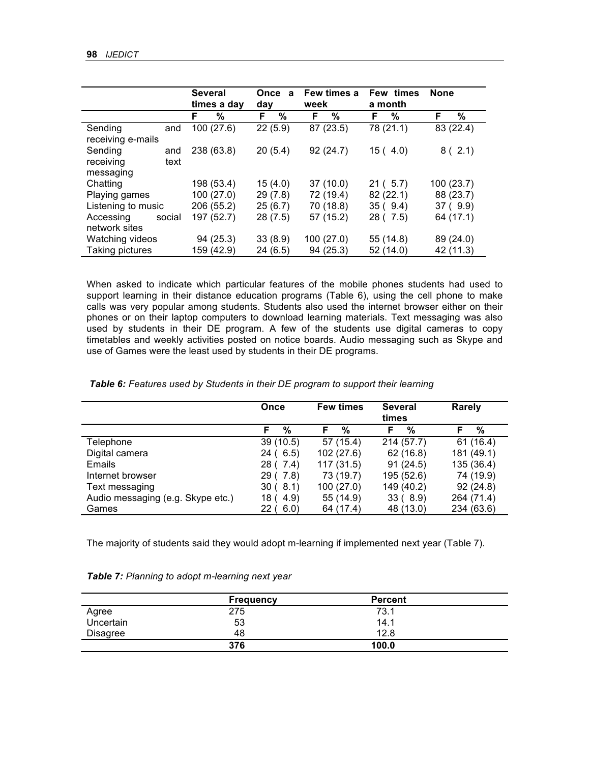| | Several times a day | Once a day | Few times a week | Few times a month | None |
|---|---|---|---|---|---|
| | F % | F % | F % | F % | F % |
| Sending and receiving e-mails | 100 (27.6) | 22 (5.9) | 87 (23.5) | 78 (21.1) | 83 (22.4) |
| Sending and receiving text messaging | 238 (63.8) | 20 (5.4) | 92 (24.7) | 15 ( 4.0) | 8 ( 2.1) |
| Chatting | 198 (53.4) | 15 (4.0) | 37 (10.0) | 21 ( 5.7) | 100 (23.7) |
| Playing games | 100 (27.0) | 29 (7.8) | 72 (19.4) | 82 (22.1) | 88 (23.7) |
| Listening to music | 206 (55.2) | 25 (6.7) | 70 (18.8) | 35 ( 9.4) | 37 ( 9.9) |
| Accessing social network sites | 197 (52.7) | 28 (7.5) | 57 (15.2) | 28 ( 7.5) | 64 (17.1) |
| Watching videos | 94 (25.3) | 33 (8.9) | 100 (27.0) | 55 (14.8) | 89 (24.0) |
| Taking pictures | 159 (42.9) | 24 (6.5) | 94 (25.3) | 52 (14.0) | 42 (11.3) |

When asked to indicate which particular features of the mobile phones students had used to support learning in their distance education programs (Table 6), using the cell phone to make calls was very popular among students. Students also used the internet browser either on their phones or on their laptop computers to download learning materials. Text messaging was also used by students in their DE program. A few of the students use digital cameras to copy timetables and weekly activities posted on notice boards. Audio messaging such as Skype and use of Games were the least used by students in their DE programs.

***Table 6:*** *Features used by Students in their DE program to support their learning*

| | Once | Few times | Several times | Rarely |
|---|---|---|---|---|
| | F % | F % | F % | F % |
| Telephone | 39 (10.5) | 57 (15.4) | 214 (57.7) | 61 (16.4) |
| Digital camera | 24 ( 6.5) | 102 (27.6) | 62 (16.8) | 181 (49.1) |
| Emails | 28 ( 7.4) | 117 (31.5) | 91 (24.5) | 135 (36.4) |
| Internet browser | 29 ( 7.8) | 73 (19.7) | 195 (52.6) | 74 (19.9) |
| Text messaging | 30 ( 8.1) | 100 (27.0) | 149 (40.2) | 92 (24.8) |
| Audio messaging (e.g. Skype etc.) | 18 ( 4.9) | 55 (14.9) | 33 ( 8.9) | 264 (71.4) |
| Games | 22 ( 6.0) | 64 (17.4) | 48 (13.0) | 234 (63.6) |

The majority of students said they would adopt m-learning if implemented next year (Table 7).

***Table 7:*** *Planning to adopt m-learning next year*

| | Frequency | Percent |
|---|---|---|
| Agree | 275 | 73.1 |
| Uncertain | 53 | 14.1 |
| Disagree | 48 | 12.8 |
| | **376** | **100.0** |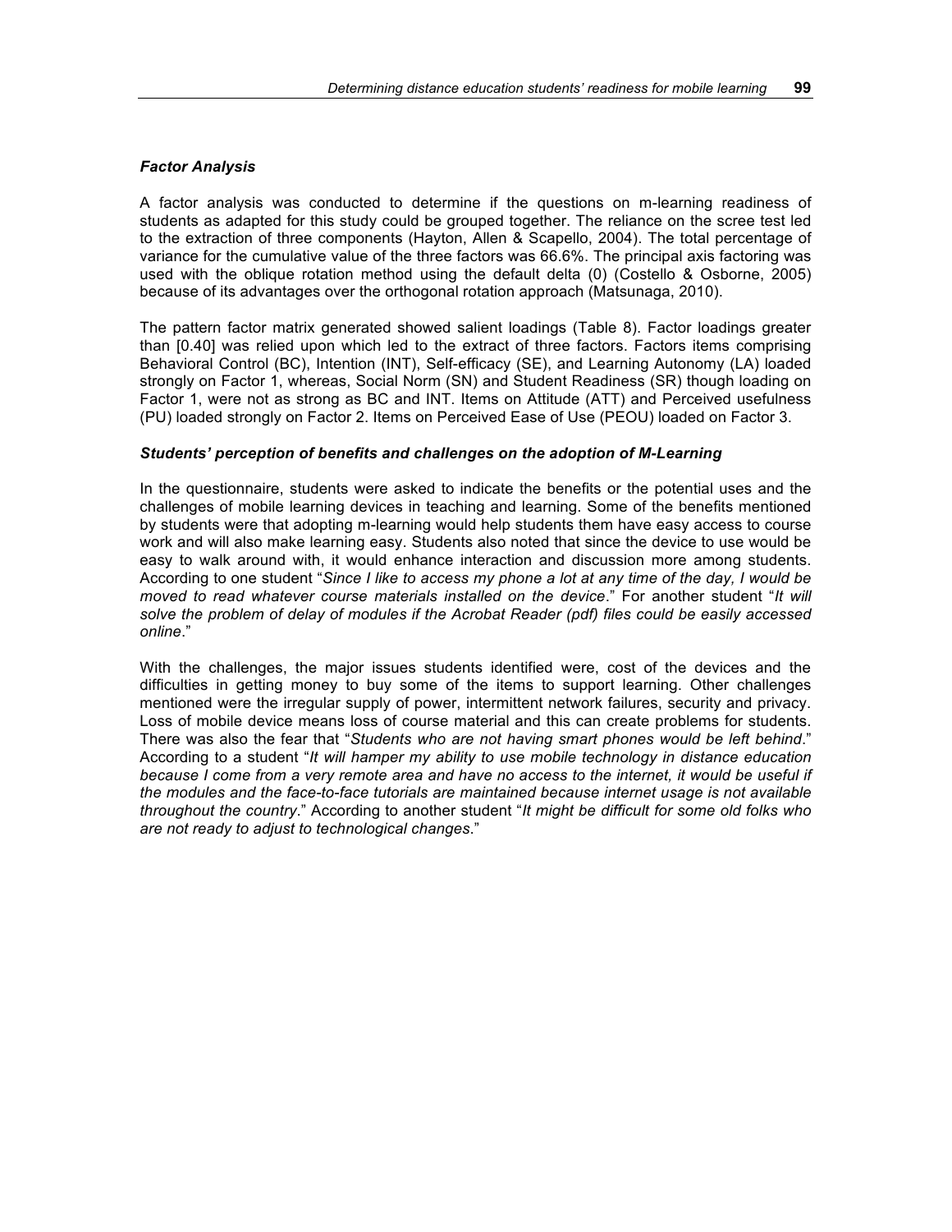### *Factor Analysis*

A factor analysis was conducted to determine if the questions on m-learning readiness of students as adapted for this study could be grouped together. The reliance on the scree test led to the extraction of three components (Hayton, Allen & Scapello, 2004). The total percentage of variance for the cumulative value of the three factors was 66.6%. The principal axis factoring was used with the oblique rotation method using the default delta (0) (Costello & Osborne, 2005) because of its advantages over the orthogonal rotation approach (Matsunaga, 2010).

The pattern factor matrix generated showed salient loadings (Table 8). Factor loadings greater than [0.40] was relied upon which led to the extract of three factors. Factors items comprising Behavioral Control (BC), Intention (INT), Self-efficacy (SE), and Learning Autonomy (LA) loaded strongly on Factor 1, whereas, Social Norm (SN) and Student Readiness (SR) though loading on Factor 1, were not as strong as BC and INT. Items on Attitude (ATT) and Perceived usefulness (PU) loaded strongly on Factor 2. Items on Perceived Ease of Use (PEOU) loaded on Factor 3.

### *Students' perception of benefits and challenges on the adoption of M-Learning*

In the questionnaire, students were asked to indicate the benefits or the potential uses and the challenges of mobile learning devices in teaching and learning. Some of the benefits mentioned by students were that adopting m-learning would help students them have easy access to course work and will also make learning easy. Students also noted that since the device to use would be easy to walk around with, it would enhance interaction and discussion more among students. According to one student "*Since I like to access my phone a lot at any time of the day, I would be moved to read whatever course materials installed on the device*." For another student "*It will solve the problem of delay of modules if the Acrobat Reader (pdf) files could be easily accessed online*."

With the challenges, the major issues students identified were, cost of the devices and the difficulties in getting money to buy some of the items to support learning. Other challenges mentioned were the irregular supply of power, intermittent network failures, security and privacy. Loss of mobile device means loss of course material and this can create problems for students. There was also the fear that "*Students who are not having smart phones would be left behind*." According to a student "*It will hamper my ability to use mobile technology in distance education because I come from a very remote area and have no access to the internet, it would be useful if the modules and the face-to-face tutorials are maintained because internet usage is not available throughout the country*." According to another student "*It might be difficult for some old folks who are not ready to adjust to technological changes*."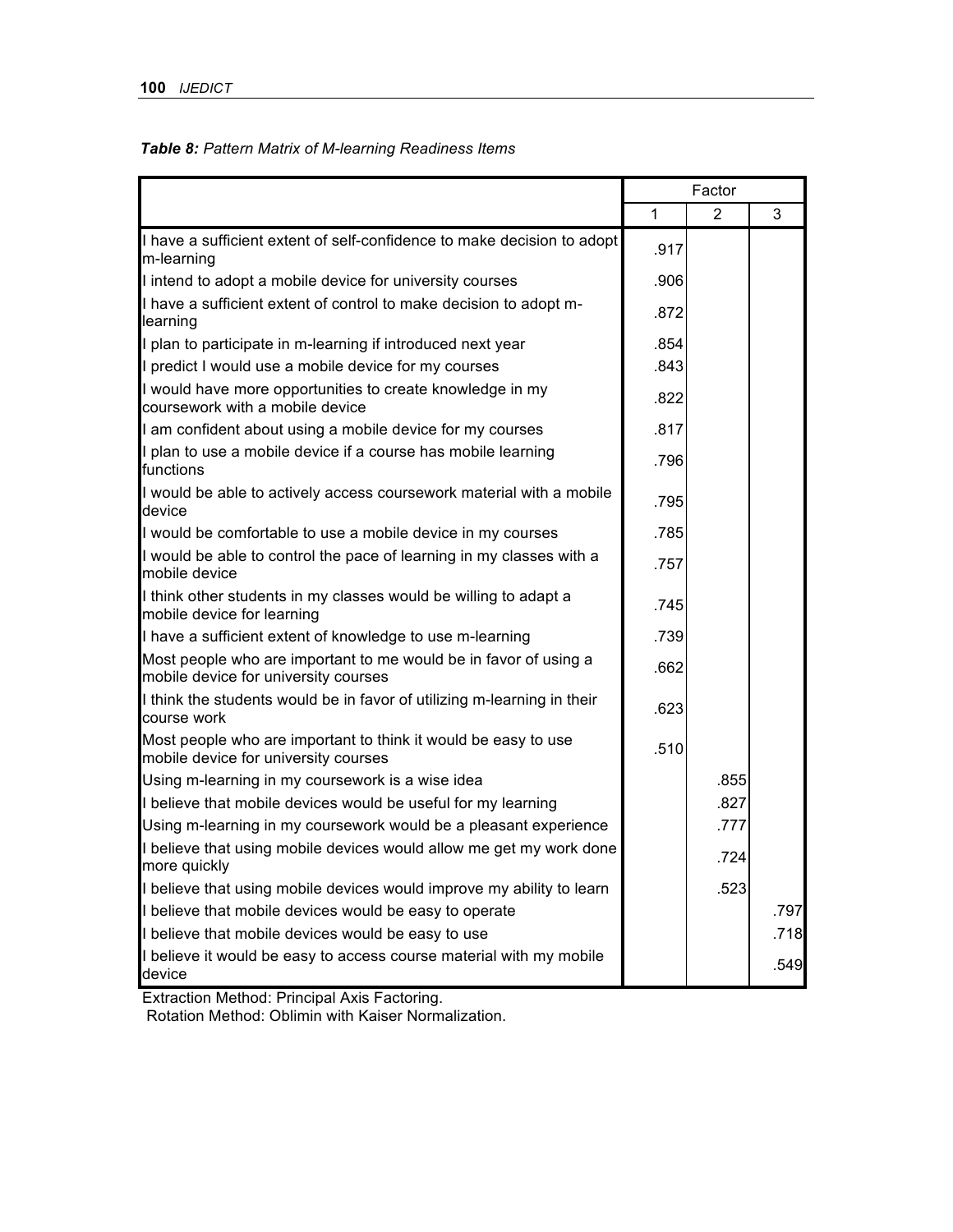***Table 8:*** *Pattern Matrix of M-learning Readiness Items*

| | Factor | | |
|---|---|---|---|
| | 1 | 2 | 3 |
| I have a sufficient extent of self-confidence to make decision to adopt m-learning | .917 | | |
| I intend to adopt a mobile device for university courses | .906 | | |
| I have a sufficient extent of control to make decision to adopt m-learning | .872 | | |
| I plan to participate in m-learning if introduced next year | .854 | | |
| I predict I would use a mobile device for my courses | .843 | | |
| I would have more opportunities to create knowledge in my coursework with a mobile device | .822 | | |
| I am confident about using a mobile device for my courses | .817 | | |
| I plan to use a mobile device if a course has mobile learning functions | .796 | | |
| I would be able to actively access coursework material with a mobile device | .795 | | |
| I would be comfortable to use a mobile device in my courses | .785 | | |
| I would be able to control the pace of learning in my classes with a mobile device | .757 | | |
| I think other students in my classes would be willing to adapt a mobile device for learning | .745 | | |
| I have a sufficient extent of knowledge to use m-learning | .739 | | |
| Most people who are important to me would be in favor of using a mobile device for university courses | .662 | | |
| I think the students would be in favor of utilizing m-learning in their course work | .623 | | |
| Most people who are important to think it would be easy to use mobile device for university courses | .510 | | |
| Using m-learning in my coursework is a wise idea | | .855 | |
| I believe that mobile devices would be useful for my learning | | .827 | |
| Using m-learning in my coursework would be a pleasant experience | | .777 | |
| I believe that using mobile devices would allow me get my work done more quickly | | .724 | |
| I believe that using mobile devices would improve my ability to learn | | .523 | |
| I believe that mobile devices would be easy to operate | | | .797 |
| I believe that mobile devices would be easy to use | | | .718 |
| I believe it would be easy to access course material with my mobile device | | | .549 |

Extraction Method: Principal Axis Factoring.
Rotation Method: Oblimin with Kaiser Normalization.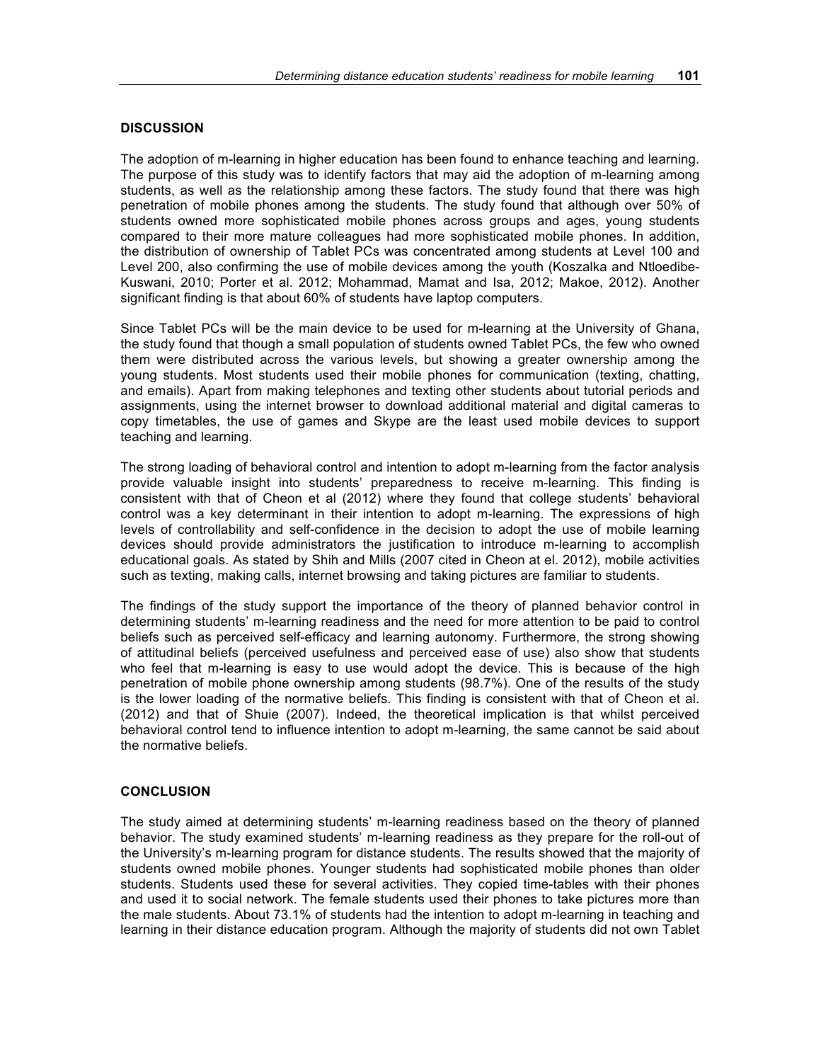## DISCUSSION

The adoption of m-learning in higher education has been found to enhance teaching and learning. The purpose of this study was to identify factors that may aid the adoption of m-learning among students, as well as the relationship among these factors. The study found that there was high penetration of mobile phones among the students. The study found that although over 50% of students owned more sophisticated mobile phones across groups and ages, young students compared to their more mature colleagues had more sophisticated mobile phones. In addition, the distribution of ownership of Tablet PCs was concentrated among students at Level 100 and Level 200, also confirming the use of mobile devices among the youth (Koszalka and Ntloedibe-Kuswani, 2010; Porter et al. 2012; Mohammad, Mamat and Isa, 2012; Makoe, 2012). Another significant finding is that about 60% of students have laptop computers.

Since Tablet PCs will be the main device to be used for m-learning at the University of Ghana, the study found that though a small population of students owned Tablet PCs, the few who owned them were distributed across the various levels, but showing a greater ownership among the young students. Most students used their mobile phones for communication (texting, chatting, and emails). Apart from making telephones and texting other students about tutorial periods and assignments, using the internet browser to download additional material and digital cameras to copy timetables, the use of games and Skype are the least used mobile devices to support teaching and learning.

The strong loading of behavioral control and intention to adopt m-learning from the factor analysis provide valuable insight into students' preparedness to receive m-learning. This finding is consistent with that of Cheon et al (2012) where they found that college students' behavioral control was a key determinant in their intention to adopt m-learning. The expressions of high levels of controllability and self-confidence in the decision to adopt the use of mobile learning devices should provide administrators the justification to introduce m-learning to accomplish educational goals. As stated by Shih and Mills (2007 cited in Cheon at el. 2012), mobile activities such as texting, making calls, internet browsing and taking pictures are familiar to students.

The findings of the study support the importance of the theory of planned behavior control in determining students' m-learning readiness and the need for more attention to be paid to control beliefs such as perceived self-efficacy and learning autonomy. Furthermore, the strong showing of attitudinal beliefs (perceived usefulness and perceived ease of use) also show that students who feel that m-learning is easy to use would adopt the device. This is because of the high penetration of mobile phone ownership among students (98.7%). One of the results of the study is the lower loading of the normative beliefs. This finding is consistent with that of Cheon et al. (2012) and that of Shuie (2007). Indeed, the theoretical implication is that whilst perceived behavioral control tend to influence intention to adopt m-learning, the same cannot be said about the normative beliefs.

## CONCLUSION

The study aimed at determining students' m-learning readiness based on the theory of planned behavior. The study examined students' m-learning readiness as they prepare for the roll-out of the University's m-learning program for distance students. The results showed that the majority of students owned mobile phones. Younger students had sophisticated mobile phones than older students. Students used these for several activities. They copied time-tables with their phones and used it to social network. The female students used their phones to take pictures more than the male students. About 73.1% of students had the intention to adopt m-learning in teaching and learning in their distance education program. Although the majority of students did not own Tablet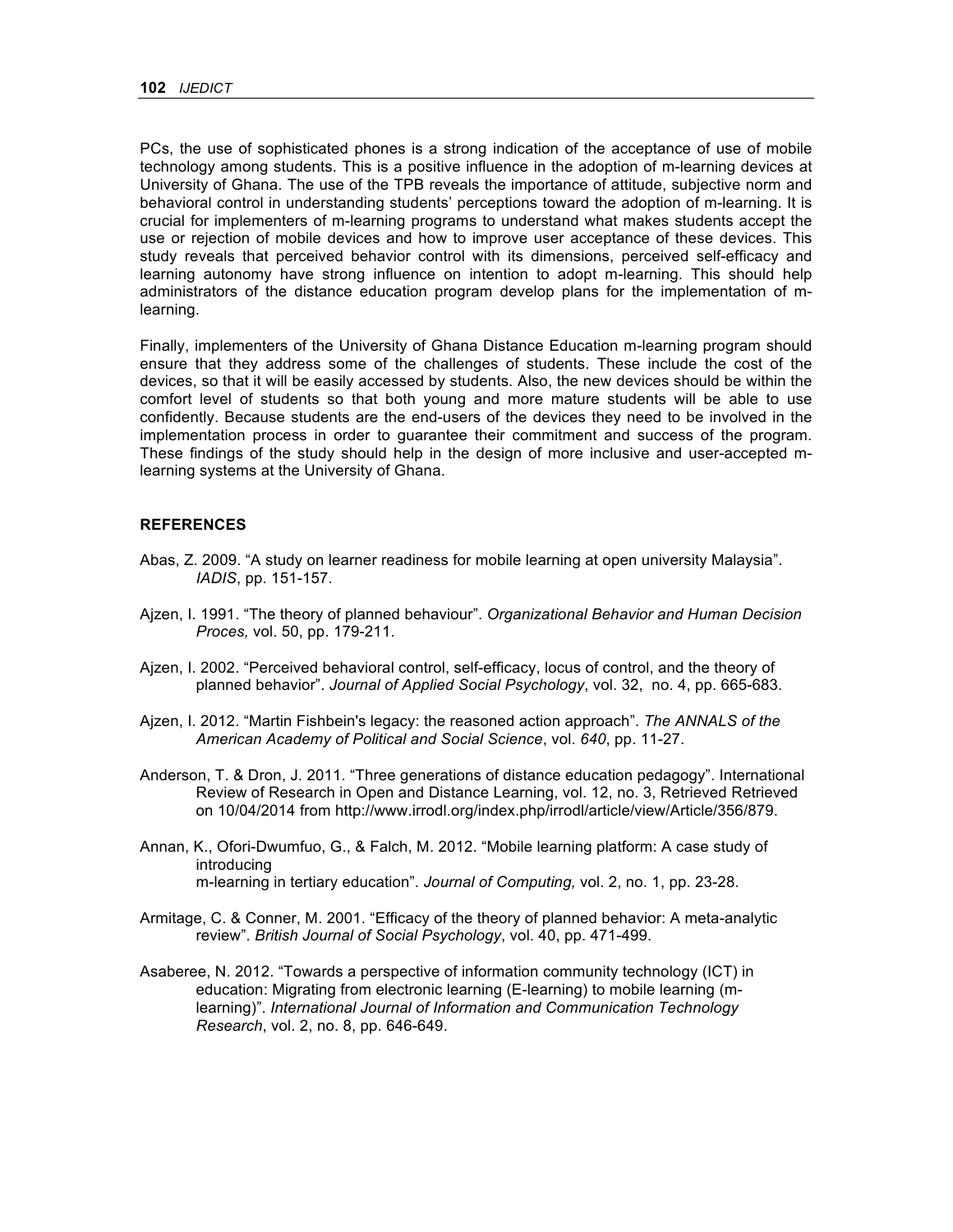PCs, the use of sophisticated phones is a strong indication of the acceptance of use of mobile technology among students. This is a positive influence in the adoption of m-learning devices at University of Ghana. The use of the TPB reveals the importance of attitude, subjective norm and behavioral control in understanding students' perceptions toward the adoption of m-learning. It is crucial for implementers of m-learning programs to understand what makes students accept the use or rejection of mobile devices and how to improve user acceptance of these devices. This study reveals that perceived behavior control with its dimensions, perceived self-efficacy and learning autonomy have strong influence on intention to adopt m-learning. This should help administrators of the distance education program develop plans for the implementation of m-learning.

Finally, implementers of the University of Ghana Distance Education m-learning program should ensure that they address some of the challenges of students. These include the cost of the devices, so that it will be easily accessed by students. Also, the new devices should be within the comfort level of students so that both young and more mature students will be able to use confidently. Because students are the end-users of the devices they need to be involved in the implementation process in order to guarantee their commitment and success of the program. These findings of the study should help in the design of more inclusive and user-accepted m-learning systems at the University of Ghana.

## REFERENCES

Abas, Z. 2009. "A study on learner readiness for mobile learning at open university Malaysia". *IADIS*, pp. 151-157.

Ajzen, I. 1991. "The theory of planned behaviour". *Organizational Behavior and Human Decision Proces,* vol. 50, pp. 179-211.

Ajzen, I. 2002. "Perceived behavioral control, self-efficacy, locus of control, and the theory of planned behavior". *Journal of Applied Social Psychology*, vol. 32, no. 4, pp. 665-683.

Ajzen, I. 2012. "Martin Fishbein's legacy: the reasoned action approach". *The ANNALS of the American Academy of Political and Social Science*, vol. *640*, pp. 11-27.

Anderson, T. & Dron, J. 2011. "Three generations of distance education pedagogy". International Review of Research in Open and Distance Learning, vol. 12, no. 3, Retrieved Retrieved on 10/04/2014 from http://www.irrodl.org/index.php/irrodl/article/view/Article/356/879.

Annan, K., Ofori-Dwumfuo, G., & Falch, M. 2012. "Mobile learning platform: A case study of introducing m-learning in tertiary education". *Journal of Computing,* vol. 2, no. 1, pp. 23-28.

Armitage, C. & Conner, M. 2001. "Efficacy of the theory of planned behavior: A meta-analytic review". *British Journal of Social Psychology*, vol. 40, pp. 471-499.

Asaberee, N. 2012. "Towards a perspective of information community technology (ICT) in education: Migrating from electronic learning (E-learning) to mobile learning (m-learning)". *International Journal of Information and Communication Technology Research*, vol. 2, no. 8, pp. 646-649.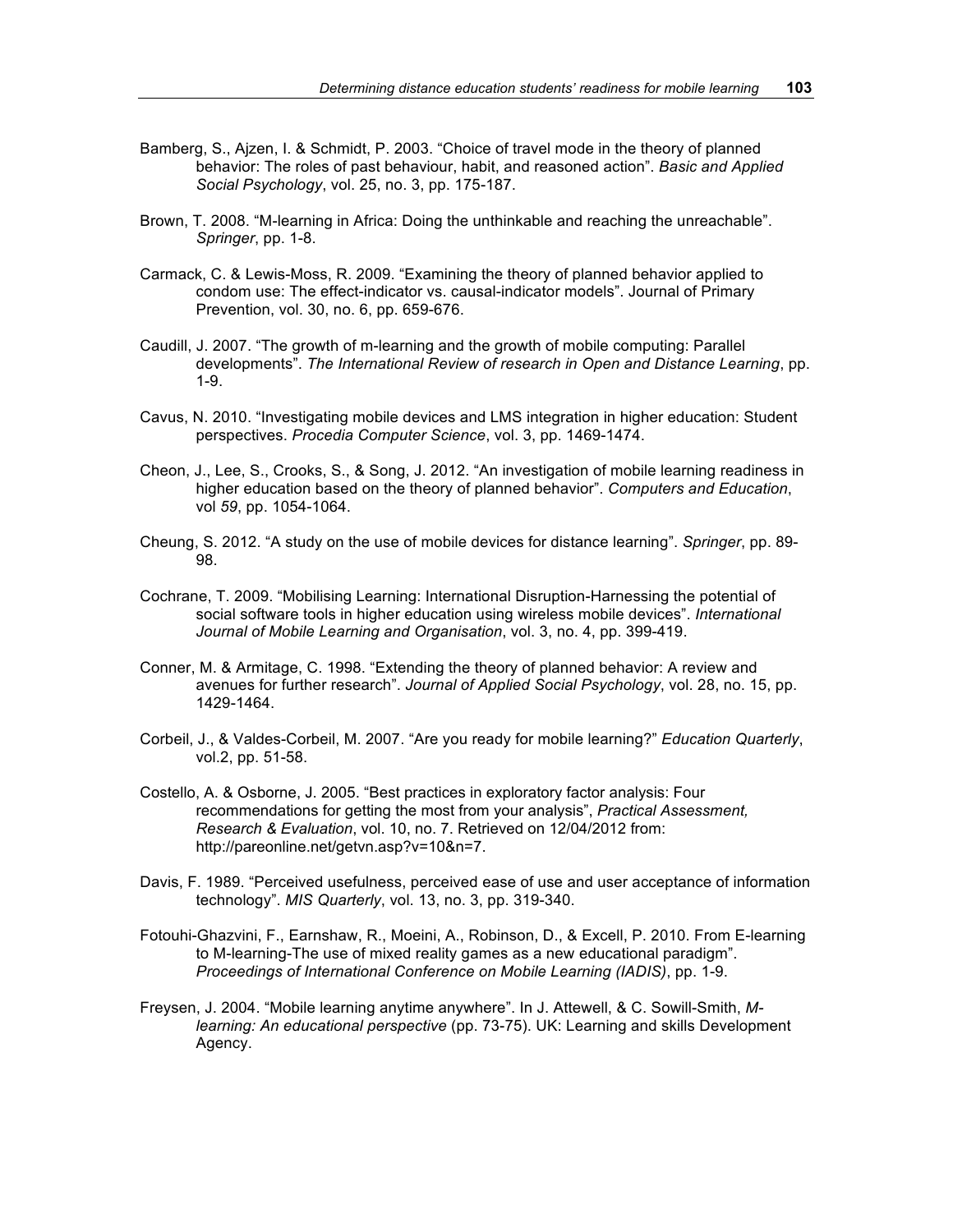Bamberg, S., Ajzen, I. & Schmidt, P. 2003. "Choice of travel mode in the theory of planned behavior: The roles of past behaviour, habit, and reasoned action". *Basic and Applied Social Psychology*, vol. 25, no. 3, pp. 175-187.

Brown, T. 2008. "M-learning in Africa: Doing the unthinkable and reaching the unreachable". *Springer*, pp. 1-8.

Carmack, C. & Lewis-Moss, R. 2009. "Examining the theory of planned behavior applied to condom use: The effect-indicator vs. causal-indicator models". Journal of Primary Prevention, vol. 30, no. 6, pp. 659-676.

Caudill, J. 2007. "The growth of m-learning and the growth of mobile computing: Parallel developments". *The International Review of research in Open and Distance Learning*, pp. 1-9.

Cavus, N. 2010. "Investigating mobile devices and LMS integration in higher education: Student perspectives. *Procedia Computer Science*, vol. 3, pp. 1469-1474.

Cheon, J., Lee, S., Crooks, S., & Song, J. 2012. "An investigation of mobile learning readiness in higher education based on the theory of planned behavior". *Computers and Education*, vol *59*, pp. 1054-1064.

Cheung, S. 2012. "A study on the use of mobile devices for distance learning". *Springer*, pp. 89-98.

Cochrane, T. 2009. "Mobilising Learning: International Disruption-Harnessing the potential of social software tools in higher education using wireless mobile devices". *International Journal of Mobile Learning and Organisation*, vol. 3, no. 4, pp. 399-419.

Conner, M. & Armitage, C. 1998. "Extending the theory of planned behavior: A review and avenues for further research". *Journal of Applied Social Psychology*, vol. 28, no. 15, pp. 1429-1464.

Corbeil, J., & Valdes-Corbeil, M. 2007. "Are you ready for mobile learning?" *Education Quarterly*, vol.2, pp. 51-58.

Costello, A. & Osborne, J. 2005. "Best practices in exploratory factor analysis: Four recommendations for getting the most from your analysis", *Practical Assessment, Research & Evaluation*, vol. 10, no. 7. Retrieved on 12/04/2012 from: http://pareonline.net/getvn.asp?v=10&n=7.

Davis, F. 1989. "Perceived usefulness, perceived ease of use and user acceptance of information technology". *MIS Quarterly*, vol. 13, no. 3, pp. 319-340.

Fotouhi-Ghazvini, F., Earnshaw, R., Moeini, A., Robinson, D., & Excell, P. 2010. From E-learning to M-learning-The use of mixed reality games as a new educational paradigm". *Proceedings of International Conference on Mobile Learning (IADIS)*, pp. 1-9.

Freysen, J. 2004. "Mobile learning anytime anywhere". In J. Attewell, & C. Sowill-Smith, *M-learning: An educational perspective* (pp. 73-75). UK: Learning and skills Development Agency.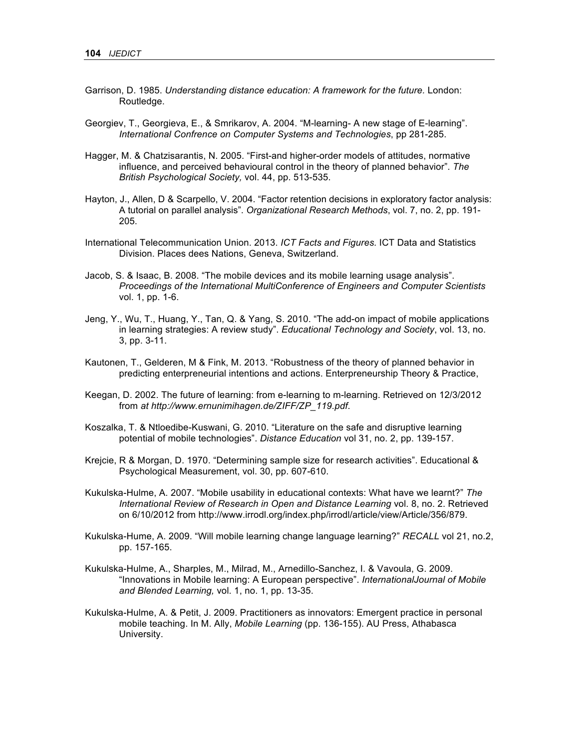Garrison, D. 1985. *Understanding distance education: A framework for the future.* London: Routledge.

Georgiev, T., Georgieva, E., & Smrikarov, A. 2004. "M-learning- A new stage of E-learning". *International Confrence on Computer Systems and Technologies*, pp 281-285.

Hagger, M. & Chatzisarantis, N. 2005. "First-and higher-order models of attitudes, normative influence, and perceived behavioural control in the theory of planned behavior". *The British Psychological Society,* vol. 44, pp. 513-535.

Hayton, J., Allen, D & Scarpello, V. 2004. "Factor retention decisions in exploratory factor analysis: A tutorial on parallel analysis". *Organizational Research Methods*, vol. 7, no. 2, pp. 191-205.

International Telecommunication Union. 2013. *ICT Facts and Figures.* ICT Data and Statistics Division. Places dees Nations, Geneva, Switzerland.

Jacob, S. & Isaac, B. 2008. "The mobile devices and its mobile learning usage analysis". *Proceedings of the International MultiConference of Engineers and Computer Scientists* vol. 1, pp. 1-6.

Jeng, Y., Wu, T., Huang, Y., Tan, Q. & Yang, S. 2010. "The add-on impact of mobile applications in learning strategies: A review study". *Educational Technology and Society*, vol. 13, no. 3, pp. 3-11.

Kautonen, T., Gelderen, M & Fink, M. 2013. "Robustness of the theory of planned behavior in predicting enterpreneurial intentions and actions. Enterpreneurship Theory & Practice,

Keegan, D. 2002. The future of learning: from e-learning to m-learning. Retrieved on 12/3/2012 from *at http://www.ernunimihagen.de/ZIFF/ZP_119.pdf*.

Koszalka, T. & Ntloedibe-Kuswani, G. 2010. "Literature on the safe and disruptive learning potential of mobile technologies". *Distance Education* vol 31, no. 2, pp. 139-157.

Krejcie, R & Morgan, D. 1970. "Determining sample size for research activities". Educational & Psychological Measurement, vol. 30, pp. 607-610.

Kukulska-Hulme, A. 2007. "Mobile usability in educational contexts: What have we learnt?" *The International Review of Research in Open and Distance Learning* vol. 8, no. 2. Retrieved on 6/10/2012 from http://www.irrodl.org/index.php/irrodl/article/view/Article/356/879.

Kukulska-Hume, A. 2009. "Will mobile learning change language learning?" *RECALL* vol 21, no.2, pp. 157-165.

Kukulska-Hulme, A., Sharples, M., Milrad, M., Arnedillo-Sanchez, I. & Vavoula, G. 2009. "Innovations in Mobile learning: A European perspective". *InternationalJournal of Mobile and Blended Learning,* vol. 1, no. 1, pp. 13-35.

Kukulska-Hulme, A. & Petit, J. 2009. Practitioners as innovators: Emergent practice in personal mobile teaching. In M. Ally, *Mobile Learning* (pp. 136-155). AU Press, Athabasca University.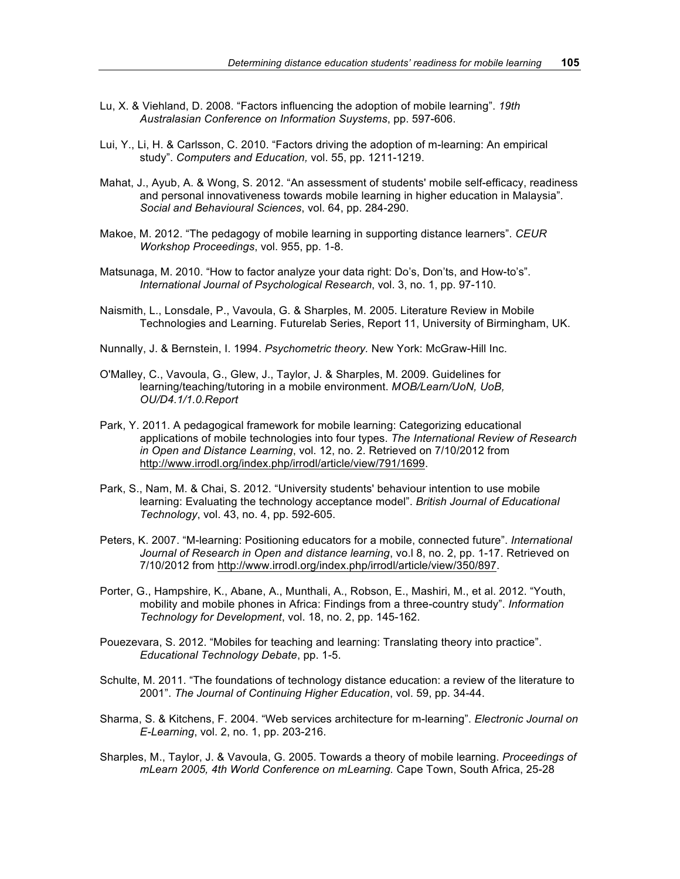Lu, X. & Viehland, D. 2008. "Factors influencing the adoption of mobile learning". *19th Australasian Conference on Information Suystems*, pp. 597-606.

Lui, Y., Li, H. & Carlsson, C. 2010. "Factors driving the adoption of m-learning: An empirical study". *Computers and Education,* vol. 55, pp. 1211-1219.

Mahat, J., Ayub, A. & Wong, S. 2012. "An assessment of students' mobile self-efficacy, readiness and personal innovativeness towards mobile learning in higher education in Malaysia". *Social and Behavioural Sciences*, vol. 64, pp. 284-290.

Makoe, M. 2012. "The pedagogy of mobile learning in supporting distance learners". *CEUR Workshop Proceedings*, vol. 955, pp. 1-8.

Matsunaga, M. 2010. "How to factor analyze your data right: Do's, Don'ts, and How-to's". *International Journal of Psychological Research*, vol. 3, no. 1, pp. 97-110.

Naismith, L., Lonsdale, P., Vavoula, G. & Sharples, M. 2005. Literature Review in Mobile Technologies and Learning. Futurelab Series, Report 11, University of Birmingham, UK.

Nunnally, J. & Bernstein, I. 1994. *Psychometric theory.* New York: McGraw-Hill Inc.

O'Malley, C., Vavoula, G., Glew, J., Taylor, J. & Sharples, M. 2009. Guidelines for learning/teaching/tutoring in a mobile environment. *MOB/Learn/UoN, UoB, OU/D4.1/1.0.Report*

Park, Y. 2011. A pedagogical framework for mobile learning: Categorizing educational applications of mobile technologies into four types. *The International Review of Research in Open and Distance Learning*, vol. 12, no. 2. Retrieved on 7/10/2012 from http://www.irrodl.org/index.php/irrodl/article/view/791/1699.

Park, S., Nam, M. & Chai, S. 2012. "University students' behaviour intention to use mobile learning: Evaluating the technology acceptance model". *British Journal of Educational Technology*, vol. 43, no. 4, pp. 592-605.

Peters, K. 2007. "M-learning: Positioning educators for a mobile, connected future". *International Journal of Research in Open and distance learning*, vo.l 8, no. 2, pp. 1-17. Retrieved on 7/10/2012 from http://www.irrodl.org/index.php/irrodl/article/view/350/897.

Porter, G., Hampshire, K., Abane, A., Munthali, A., Robson, E., Mashiri, M., et al. 2012. "Youth, mobility and mobile phones in Africa: Findings from a three-country study". *Information Technology for Development*, vol. 18, no. 2, pp. 145-162.

Pouezevara, S. 2012. "Mobiles for teaching and learning: Translating theory into practice". *Educational Technology Debate*, pp. 1-5.

Schulte, M. 2011. "The foundations of technology distance education: a review of the literature to 2001". *The Journal of Continuing Higher Education*, vol. 59, pp. 34-44.

Sharma, S. & Kitchens, F. 2004. "Web services architecture for m-learning". *Electronic Journal on E-Learning*, vol. 2, no. 1, pp. 203-216.

Sharples, M., Taylor, J. & Vavoula, G. 2005. Towards a theory of mobile learning. *Proceedings of mLearn 2005, 4th World Conference on mLearning.* Cape Town, South Africa, 25-28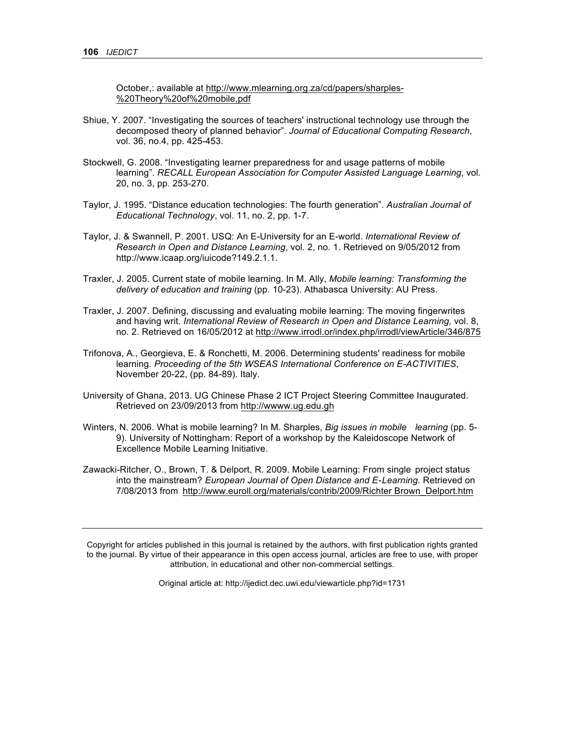October,: available at http://www.mlearning.org.za/cd/papers/sharples-%20Theory%20of%20mobile,pdf

Shiue, Y. 2007. "Investigating the sources of teachers' instructional technology use through the decomposed theory of planned behavior". *Journal of Educational Computing Research*, vol. 36, no.4, pp. 425-453.

Stockwell, G. 2008. "Investigating learner preparedness for and usage patterns of mobile learning". *RECALL European Association for Computer Assisted Language Learning*, vol. 20, no. 3, pp. 253-270.

Taylor, J. 1995. "Distance education technologies: The fourth generation". *Australian Journal of Educational Technology*, vol. 11, no. 2, pp. 1-7.

Taylor, J. & Swannell, P. 2001. USQ: An E-University for an E-world. *International Review of Research in Open and Distance Learning*, vol. 2, no. 1. Retrieved on 9/05/2012 from http://www.icaap.org/iuicode?149.2.1.1.

Traxler, J. 2005. Current state of mobile learning. In M. Ally, *Mobile learning: Transforming the delivery of education and training* (pp. 10-23). Athabasca University: AU Press.

Traxler, J. 2007. Defining, discussing and evaluating mobile learning: The moving fingerwrites and having writ. *International Review of Research in Open and Distance Learning,* vol. 8, no. 2. Retrieved on 16/05/2012 at http://www.irrodl.or/index.php/irrodl/viewArticle/346/875

Trifonova, A., Georgieva, E. & Ronchetti, M. 2006. Determining students' readiness for mobile learning. *Proceeding of the 5th WSEAS International Conference on E-ACTIVITIES*, November 20-22, (pp. 84-89). Italy.

University of Ghana, 2013. UG Chinese Phase 2 ICT Project Steering Committee Inaugurated. Retrieved on 23/09/2013 from http://wwww.ug.edu.gh

Winters, N. 2006. What is mobile learning? In M. Sharples, *Big issues in mobile learning* (pp. 5-9). University of Nottingham: Report of a workshop by the Kaleidoscope Network of Excellence Mobile Learning Initiative.

Zawacki-Ritcher, O., Brown, T. & Delport, R. 2009. Mobile Learning: From single project status into the mainstream? *European Journal of Open Distance and E-Learning.* Retrieved on 7/08/2013 from http://www.euroll.org/materials/contrib/2009/Richter Brown_Delport.htm

---

Copyright for articles published in this journal is retained by the authors, with first publication rights granted to the journal. By virtue of their appearance in this open access journal, articles are free to use, with proper attribution, in educational and other non-commercial settings.

Original article at: http://ijedict.dec.uwi.edu/viewarticle.php?id=1731